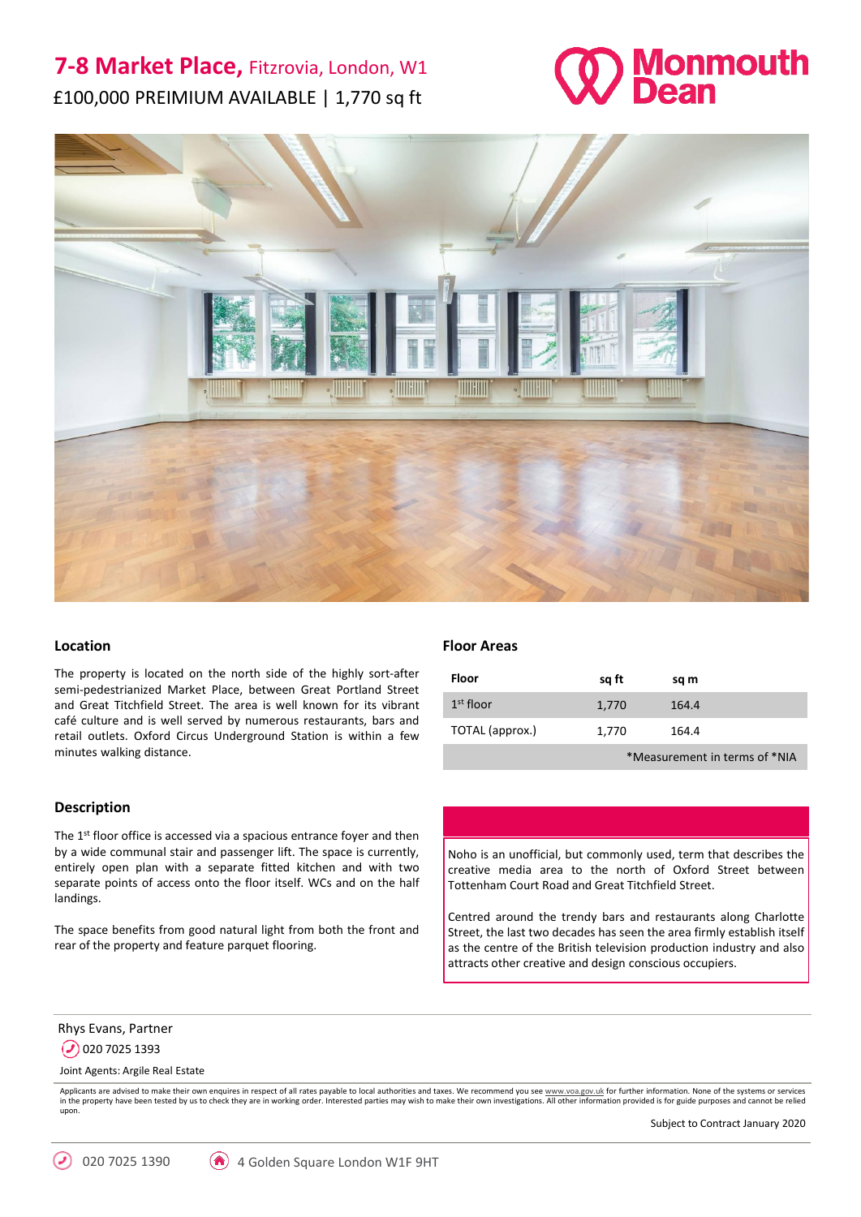# 7-8 Market Place, Fitzrovia, London, W1

£100,000 PREIMIUM AVAILABLE | 1,770 sq ft

Monmouth Dean

## Location

The property is located on the north side of the highly sort-after semi-pedestrianized Market Place, between Great Portland Street and Great Titchfield Street. The area is well known for its vibrant café culture and is well served by numerous restaurants, bars and retail outlets. Oxford Circus Underground Station is within a few minutes walking distance.

## Floor Areas

| Floor | sq ft | sq m |
|---|---|---|
| 1st floor | 1,770 | 164.4 |
| TOTAL (approx.) | 1,770 | 164.4 |

*Measurement in terms of *NIA

## Description

The 1st floor office is accessed via a spacious entrance foyer and then by a wide communal stair and passenger lift. The space is currently, entirely open plan with a separate fitted kitchen and with two separate points of access onto the floor itself. WCs and on the half landings.

The space benefits from good natural light from both the front and rear of the property and feature parquet flooring.

Noho is an unofficial, but commonly used, term that describes the creative media area to the north of Oxford Street between Tottenham Court Road and Great Titchfield Street.

Centred around the trendy bars and restaurants along Charlotte Street, the last two decades has seen the area firmly establish itself as the centre of the British television production industry and also attracts other creative and design conscious occupiers.

Rhys Evans, Partner
020 7025 1393

Joint Agents: Argile Real Estate

Applicants are advised to make their own enquires in respect of all rates payable to local authorities and taxes. We recommend you see www.voa.gov.uk for further information. None of the systems or services in the property have been tested by us to check they are in working order. Interested parties may wish to make their own investigations. All other information provided is for guide purposes and cannot be relied upon.

Subject to Contract January 2020

020 7025 1390 | 4 Golden Square London W1F 9HT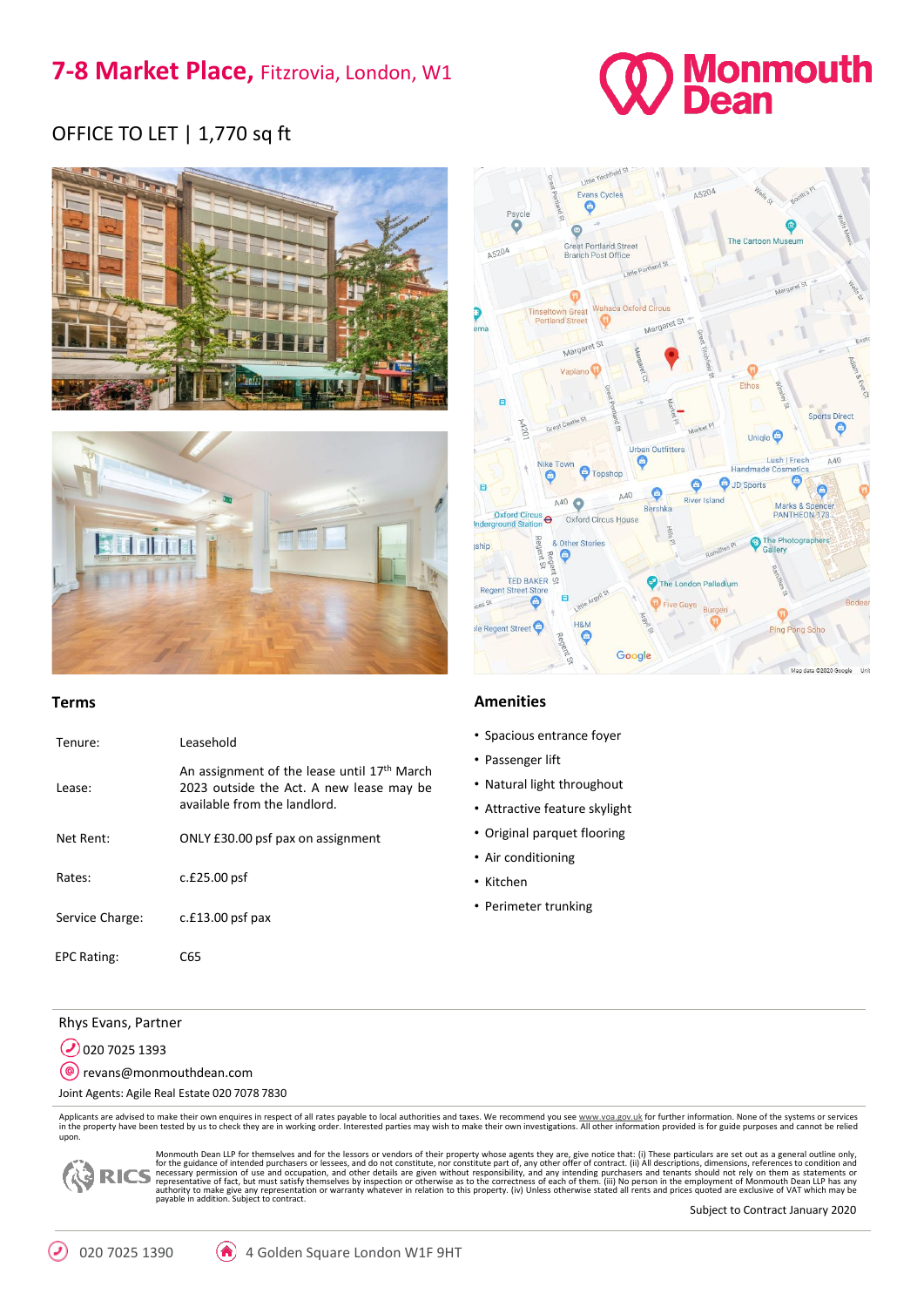# 7-8 Market Place, Fitzrovia, London, W1

Monmouth Dean

OFFICE TO LET | 1,770 sq ft

## Terms

| | |
|---|---|
| Tenure: | Leasehold |
| Lease: | An assignment of the lease until 17th March 2023 outside the Act. A new lease may be available from the landlord. |
| Net Rent: | ONLY £30.00 psf pax on assignment |
| Rates: | c.£25.00 psf |
| Service Charge: | c.£13.00 psf pax |
| EPC Rating: | C65 |

## Amenities

- Spacious entrance foyer
- Passenger lift
- Natural light throughout
- Attractive feature skylight
- Original parquet flooring
- Air conditioning
- Kitchen
- Perimeter trunking

Rhys Evans, Partner

020 7025 1393

revans@monmouthdean.com

Joint Agents: Agile Real Estate 020 7078 7830

Applicants are advised to make their own enquires in respect of all rates payable to local authorities and taxes. We recommend you see www.voa.gov.uk for further information. None of the systems or services in the property have been tested by us to check they are in working order. Interested parties may wish to make their own investigations. All other information provided is for guide purposes and cannot be relied upon.

Monmouth Dean LLP for themselves and for the lessors or vendors of their property whose agents they are, give notice that: (i) These particulars are set out as a general outline only, for the guidance of intended purchasers or lessees, and do not constitute, nor constitute part of, any other offer of contract. (ii) All descriptions, dimensions, references to condition and necessary permission of use and occupation, and other details are given without responsibility, and any intending purchasers and tenants should not rely on them as statements or representative of fact, but must satisfy themselves by inspection or otherwise as to the correctness of each of them. (iii) No person in the employment of Monmouth Dean LLP has any authority to make give any representation or warranty whatever in relation to this property. (iv) Unless otherwise stated all rents and prices quoted are exclusive of VAT which may be payable in addition. Subject to contract.

Subject to Contract January 2020

020 7025 1390 | 4 Golden Square London W1F 9HT